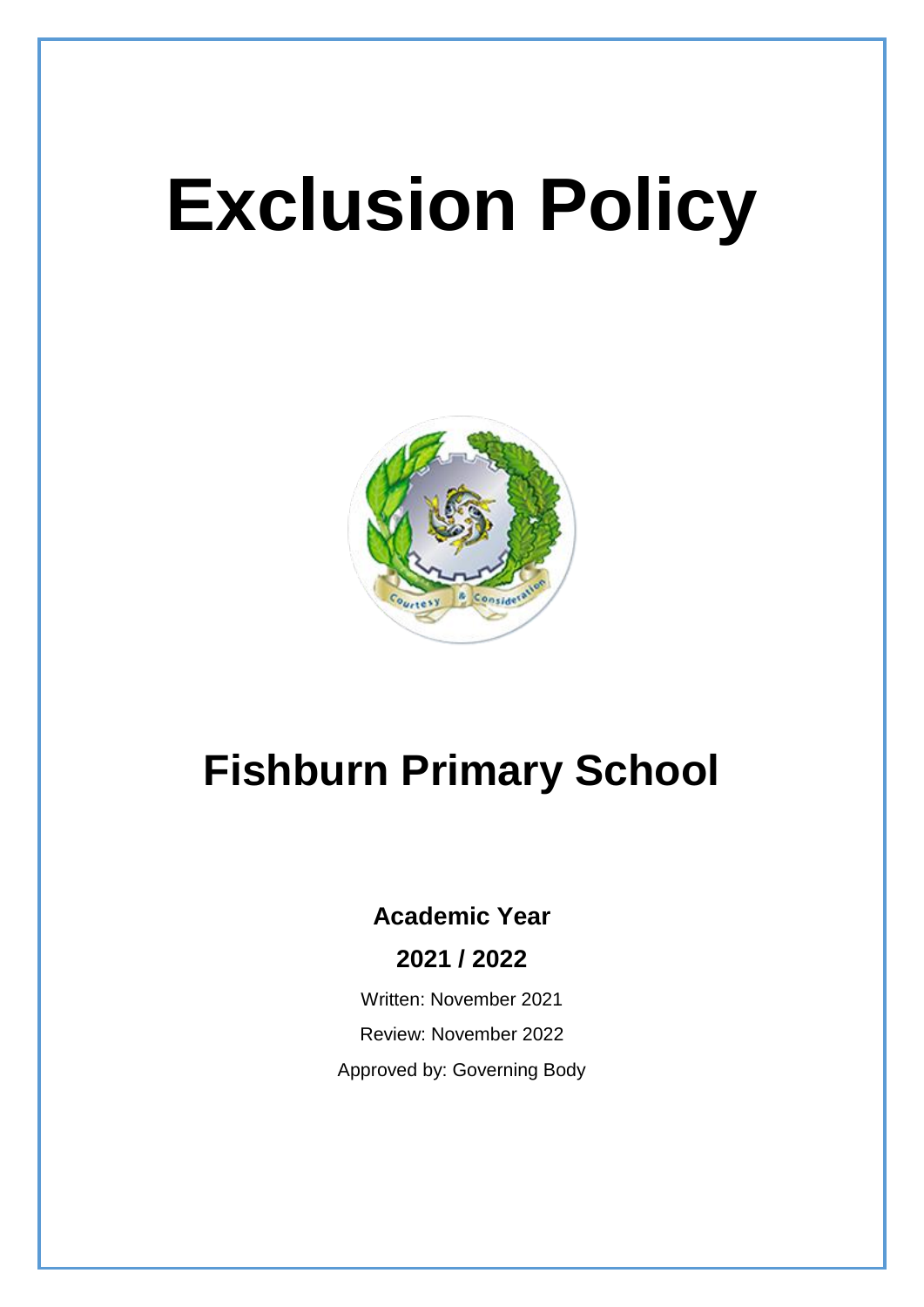# Exclusion Policy

## Fishburn Primary School

**Academic Year**

**2021 / 2022**

Written: November 2021

Review: November 2022

Approved by: Governing Body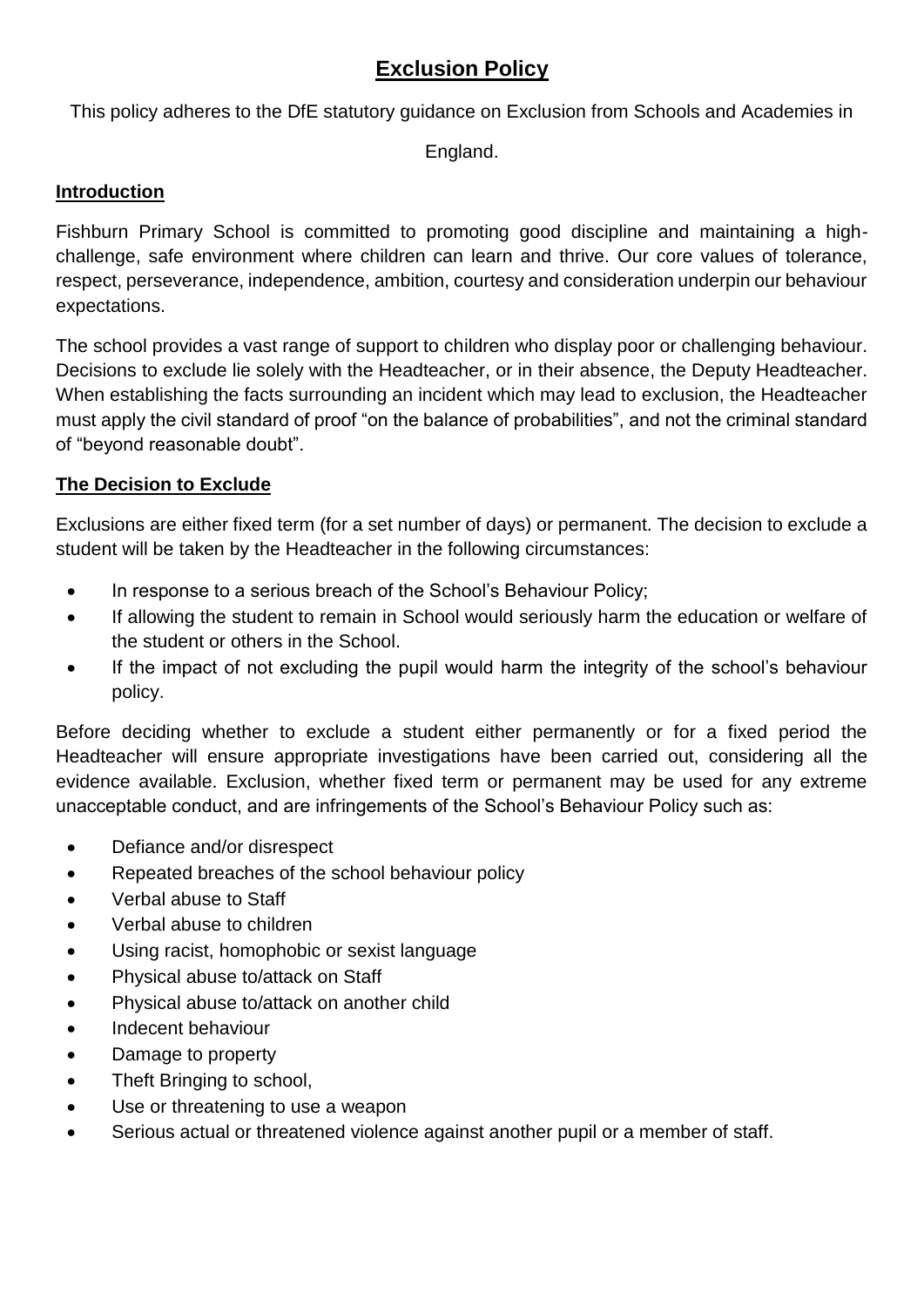# Exclusion Policy

This policy adheres to the DfE statutory guidance on Exclusion from Schools and Academies in England.

## Introduction

Fishburn Primary School is committed to promoting good discipline and maintaining a high-challenge, safe environment where children can learn and thrive. Our core values of tolerance, respect, perseverance, independence, ambition, courtesy and consideration underpin our behaviour expectations.

The school provides a vast range of support to children who display poor or challenging behaviour. Decisions to exclude lie solely with the Headteacher, or in their absence, the Deputy Headteacher. When establishing the facts surrounding an incident which may lead to exclusion, the Headteacher must apply the civil standard of proof "on the balance of probabilities", and not the criminal standard of "beyond reasonable doubt".

## The Decision to Exclude

Exclusions are either fixed term (for a set number of days) or permanent. The decision to exclude a student will be taken by the Headteacher in the following circumstances:

- In response to a serious breach of the School's Behaviour Policy;
- If allowing the student to remain in School would seriously harm the education or welfare of the student or others in the School.
- If the impact of not excluding the pupil would harm the integrity of the school's behaviour policy.

Before deciding whether to exclude a student either permanently or for a fixed period the Headteacher will ensure appropriate investigations have been carried out, considering all the evidence available. Exclusion, whether fixed term or permanent may be used for any extreme unacceptable conduct, and are infringements of the School's Behaviour Policy such as:

- Defiance and/or disrespect
- Repeated breaches of the school behaviour policy
- Verbal abuse to Staff
- Verbal abuse to children
- Using racist, homophobic or sexist language
- Physical abuse to/attack on Staff
- Physical abuse to/attack on another child
- Indecent behaviour
- Damage to property
- Theft Bringing to school,
- Use or threatening to use a weapon
- Serious actual or threatened violence against another pupil or a member of staff.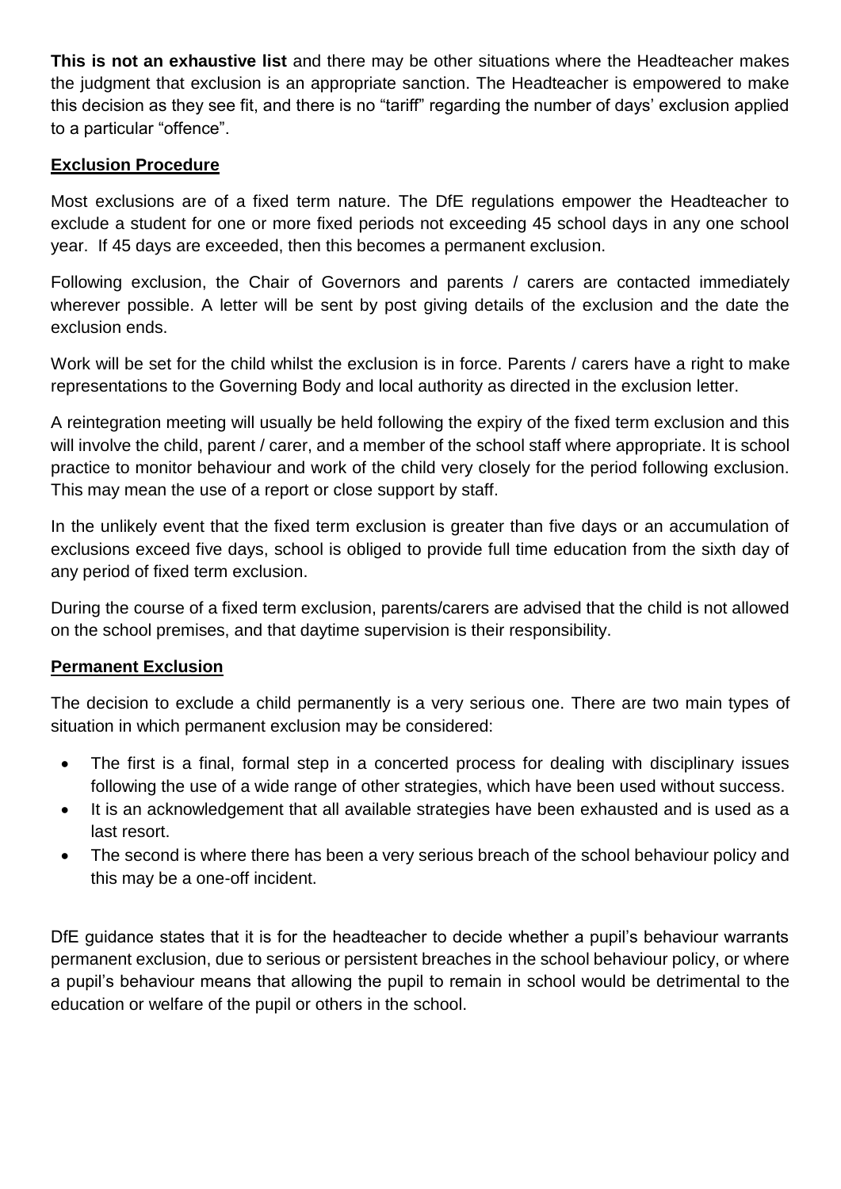**This is not an exhaustive list** and there may be other situations where the Headteacher makes the judgment that exclusion is an appropriate sanction. The Headteacher is empowered to make this decision as they see fit, and there is no "tariff" regarding the number of days' exclusion applied to a particular "offence".

## Exclusion Procedure

Most exclusions are of a fixed term nature. The DfE regulations empower the Headteacher to exclude a student for one or more fixed periods not exceeding 45 school days in any one school year. If 45 days are exceeded, then this becomes a permanent exclusion.

Following exclusion, the Chair of Governors and parents / carers are contacted immediately wherever possible. A letter will be sent by post giving details of the exclusion and the date the exclusion ends.

Work will be set for the child whilst the exclusion is in force. Parents / carers have a right to make representations to the Governing Body and local authority as directed in the exclusion letter.

A reintegration meeting will usually be held following the expiry of the fixed term exclusion and this will involve the child, parent / carer, and a member of the school staff where appropriate. It is school practice to monitor behaviour and work of the child very closely for the period following exclusion. This may mean the use of a report or close support by staff.

In the unlikely event that the fixed term exclusion is greater than five days or an accumulation of exclusions exceed five days, school is obliged to provide full time education from the sixth day of any period of fixed term exclusion.

During the course of a fixed term exclusion, parents/carers are advised that the child is not allowed on the school premises, and that daytime supervision is their responsibility.

## Permanent Exclusion

The decision to exclude a child permanently is a very serious one. There are two main types of situation in which permanent exclusion may be considered:

- The first is a final, formal step in a concerted process for dealing with disciplinary issues following the use of a wide range of other strategies, which have been used without success.
- It is an acknowledgement that all available strategies have been exhausted and is used as a last resort.
- The second is where there has been a very serious breach of the school behaviour policy and this may be a one-off incident.

DfE guidance states that it is for the headteacher to decide whether a pupil's behaviour warrants permanent exclusion, due to serious or persistent breaches in the school behaviour policy, or where a pupil's behaviour means that allowing the pupil to remain in school would be detrimental to the education or welfare of the pupil or others in the school.